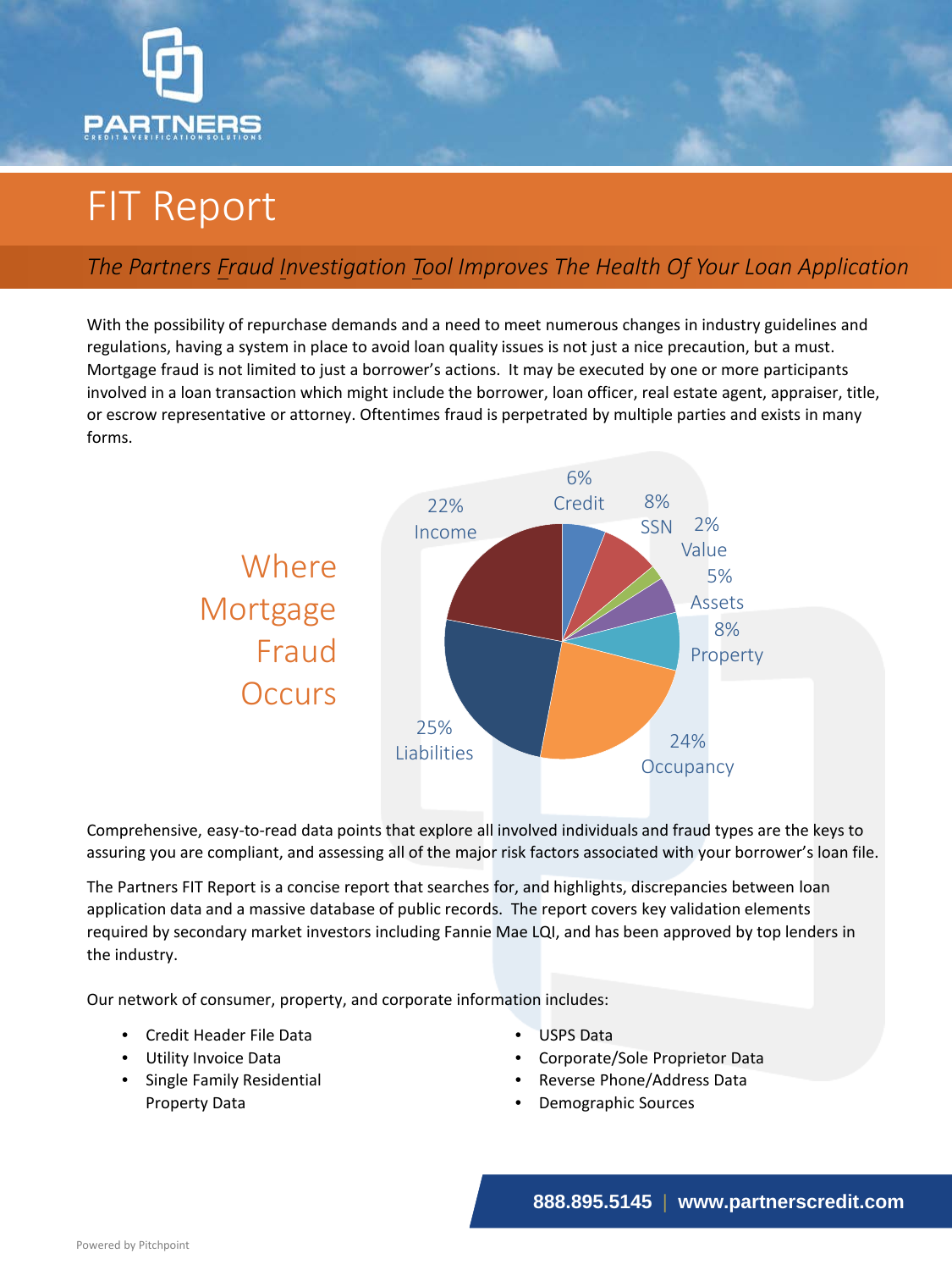PARTNERS

CREDIT & VERIFICATION SOLUTIONS

# FIT Report

*The Partners Fraud Investigation Tool Improves The Health Of Your Loan Application*

With the possibility of repurchase demands and a need to meet numerous changes in industry guidelines and regulations, having a system in place to avoid loan quality issues is not just a nice precaution, but a must. Mortgage fraud is not limited to just a borrower's actions. It may be executed by one or more participants involved in a loan transaction which might include the borrower, loan officer, real estate agent, appraiser, title, or escrow representative or attorney. Oftentimes fraud is perpetrated by multiple parties and exists in many forms.

## Where Mortgage Fraud Occurs

| Category | Percentage |
|---|---|
| Credit | 6% |
| SSN | 8% |
| Value | 2% |
| Assets | 5% |
| Property | 8% |
| Occupancy | 24% |
| Liabilities | 25% |
| Income | 22% |

Comprehensive, easy-to-read data points that explore all involved individuals and fraud types are the keys to assuring you are compliant, and assessing all of the major risk factors associated with your borrower's loan file.

The Partners FIT Report is a concise report that searches for, and highlights, discrepancies between loan application data and a massive database of public records. The report covers key validation elements required by secondary market investors including Fannie Mae LQI, and has been approved by top lenders in the industry.

Our network of consumer, property, and corporate information includes:

- Credit Header File Data
- Utility Invoice Data
- Single Family Residential Property Data
- USPS Data
- Corporate/Sole Proprietor Data
- Reverse Phone/Address Data
- Demographic Sources

**888.895.5145 | www.partnerscredit.com**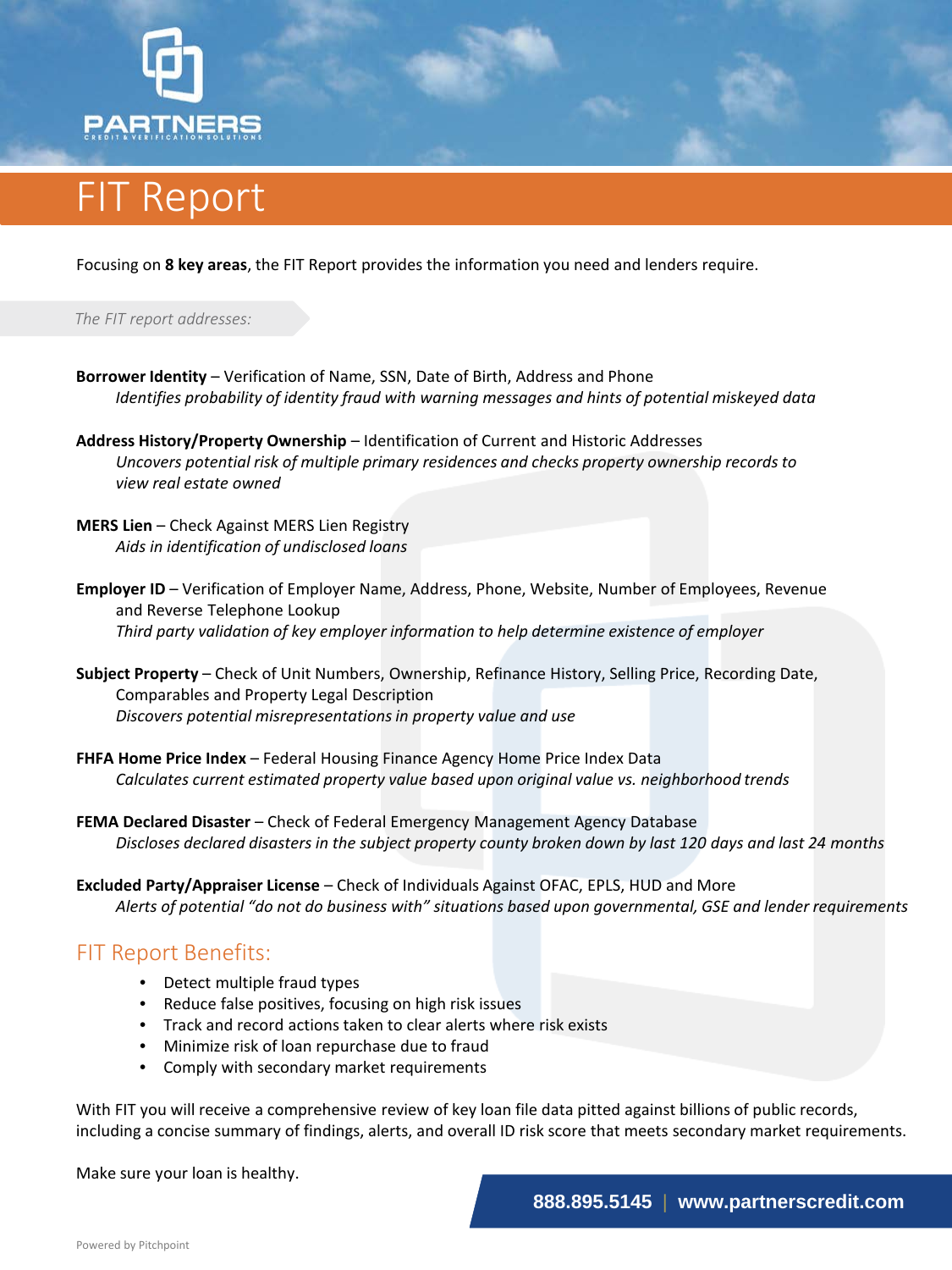# FIT Report

Focusing on **8 key areas**, the FIT Report provides the information you need and lenders require.

*The FIT report addresses:*

**Borrower Identity** – Verification of Name, SSN, Date of Birth, Address and Phone
*Identifies probability of identity fraud with warning messages and hints of potential miskeyed data*

**Address History/Property Ownership** – Identification of Current and Historic Addresses
*Uncovers potential risk of multiple primary residences and checks property ownership records to view real estate owned*

**MERS Lien** – Check Against MERS Lien Registry
*Aids in identification of undisclosed loans*

**Employer ID** – Verification of Employer Name, Address, Phone, Website, Number of Employees, Revenue and Reverse Telephone Lookup
*Third party validation of key employer information to help determine existence of employer*

**Subject Property** – Check of Unit Numbers, Ownership, Refinance History, Selling Price, Recording Date, Comparables and Property Legal Description
*Discovers potential misrepresentations in property value and use*

**FHFA Home Price Index** – Federal Housing Finance Agency Home Price Index Data
*Calculates current estimated property value based upon original value vs. neighborhood trends*

**FEMA Declared Disaster** – Check of Federal Emergency Management Agency Database
*Discloses declared disasters in the subject property county broken down by last 120 days and last 24 months*

**Excluded Party/Appraiser License** – Check of Individuals Against OFAC, EPLS, HUD and More
*Alerts of potential "do not do business with" situations based upon governmental, GSE and lender requirements*

## FIT Report Benefits:

- Detect multiple fraud types
- Reduce false positives, focusing on high risk issues
- Track and record actions taken to clear alerts where risk exists
- Minimize risk of loan repurchase due to fraud
- Comply with secondary market requirements

With FIT you will receive a comprehensive review of key loan file data pitted against billions of public records, including a concise summary of findings, alerts, and overall ID risk score that meets secondary market requirements.

Make sure your loan is healthy.

888.895.5145 | www.partnerscredit.com